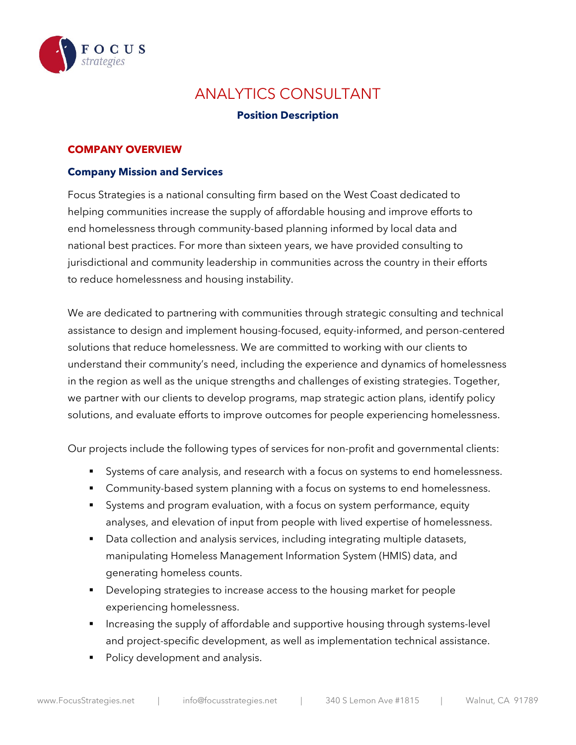# ANALYTICS CONSULTANT

**Position Description**

## COMPANY OVERVIEW

### Company Mission and Services

Focus Strategies is a national consulting firm based on the West Coast dedicated to helping communities increase the supply of affordable housing and improve efforts to end homelessness through community-based planning informed by local data and national best practices. For more than sixteen years, we have provided consulting to jurisdictional and community leadership in communities across the country in their efforts to reduce homelessness and housing instability.

We are dedicated to partnering with communities through strategic consulting and technical assistance to design and implement housing-focused, equity-informed, and person-centered solutions that reduce homelessness. We are committed to working with our clients to understand their community's need, including the experience and dynamics of homelessness in the region as well as the unique strengths and challenges of existing strategies. Together, we partner with our clients to develop programs, map strategic action plans, identify policy solutions, and evaluate efforts to improve outcomes for people experiencing homelessness.

Our projects include the following types of services for non-profit and governmental clients:

- Systems of care analysis, and research with a focus on systems to end homelessness.
- Community-based system planning with a focus on systems to end homelessness.
- Systems and program evaluation, with a focus on system performance, equity analyses, and elevation of input from people with lived expertise of homelessness.
- Data collection and analysis services, including integrating multiple datasets, manipulating Homeless Management Information System (HMIS) data, and generating homeless counts.
- Developing strategies to increase access to the housing market for people experiencing homelessness.
- Increasing the supply of affordable and supportive housing through systems-level and project-specific development, as well as implementation technical assistance.
- Policy development and analysis.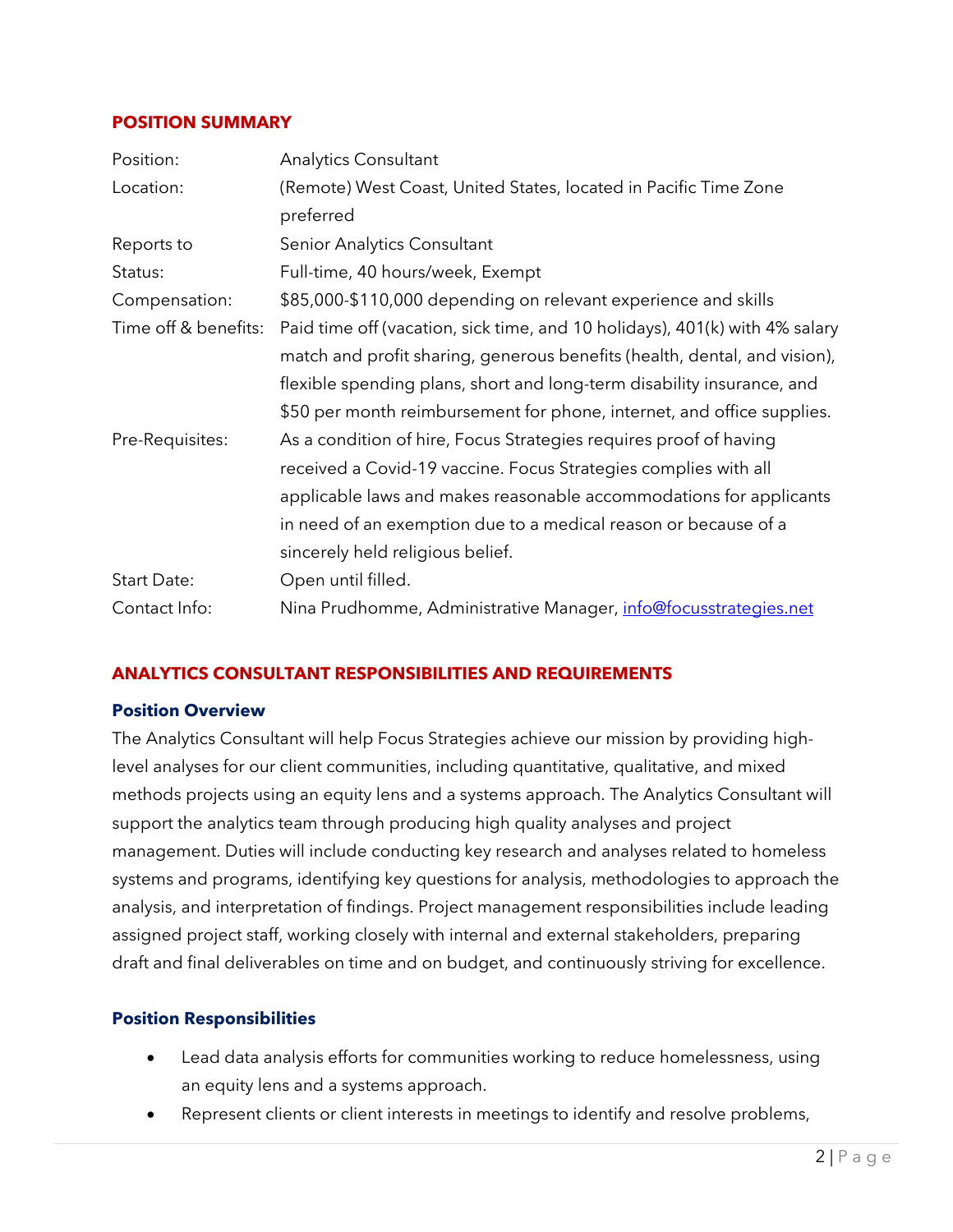## POSITION SUMMARY

| | |
|---|---|
| Position: | Analytics Consultant |
| Location: | (Remote) West Coast, United States, located in Pacific Time Zone preferred |
| Reports to | Senior Analytics Consultant |
| Status: | Full-time, 40 hours/week, Exempt |
| Compensation: | $85,000-$110,000 depending on relevant experience and skills |
| Time off & benefits: | Paid time off (vacation, sick time, and 10 holidays), 401(k) with 4% salary match and profit sharing, generous benefits (health, dental, and vision), flexible spending plans, short and long-term disability insurance, and $50 per month reimbursement for phone, internet, and office supplies. |
| Pre-Requisites: | As a condition of hire, Focus Strategies requires proof of having received a Covid-19 vaccine. Focus Strategies complies with all applicable laws and makes reasonable accommodations for applicants in need of an exemption due to a medical reason or because of a sincerely held religious belief. |
| Start Date: | Open until filled. |
| Contact Info: | Nina Prudhomme, Administrative Manager, [info@focusstrategies.net](mailto:info@focusstrategies.net) |

## ANALYTICS CONSULTANT RESPONSIBILITIES AND REQUIREMENTS

### Position Overview

The Analytics Consultant will help Focus Strategies achieve our mission by providing high-level analyses for our client communities, including quantitative, qualitative, and mixed methods projects using an equity lens and a systems approach. The Analytics Consultant will support the analytics team through producing high quality analyses and project management. Duties will include conducting key research and analyses related to homeless systems and programs, identifying key questions for analysis, methodologies to approach the analysis, and interpretation of findings. Project management responsibilities include leading assigned project staff, working closely with internal and external stakeholders, preparing draft and final deliverables on time and on budget, and continuously striving for excellence.

### Position Responsibilities

- Lead data analysis efforts for communities working to reduce homelessness, using an equity lens and a systems approach.
- Represent clients or client interests in meetings to identify and resolve problems,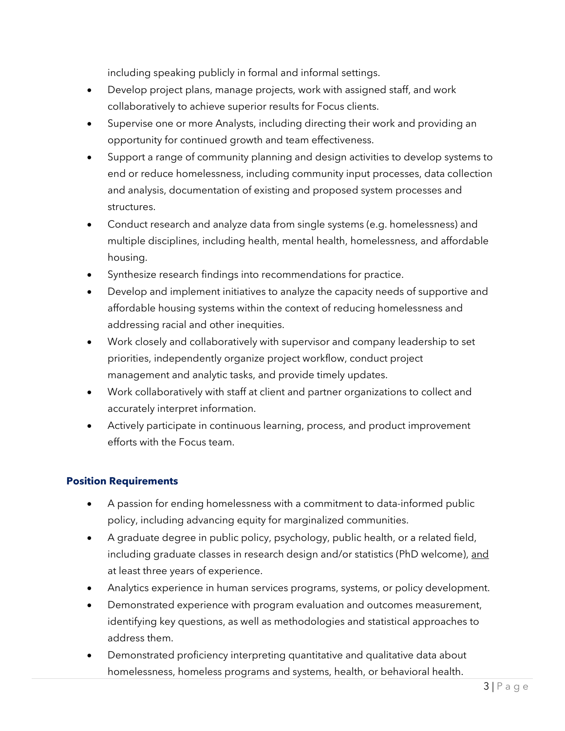including speaking publicly in formal and informal settings.

- Develop project plans, manage projects, work with assigned staff, and work collaboratively to achieve superior results for Focus clients.
- Supervise one or more Analysts, including directing their work and providing an opportunity for continued growth and team effectiveness.
- Support a range of community planning and design activities to develop systems to end or reduce homelessness, including community input processes, data collection and analysis, documentation of existing and proposed system processes and structures.
- Conduct research and analyze data from single systems (e.g. homelessness) and multiple disciplines, including health, mental health, homelessness, and affordable housing.
- Synthesize research findings into recommendations for practice.
- Develop and implement initiatives to analyze the capacity needs of supportive and affordable housing systems within the context of reducing homelessness and addressing racial and other inequities.
- Work closely and collaboratively with supervisor and company leadership to set priorities, independently organize project workflow, conduct project management and analytic tasks, and provide timely updates.
- Work collaboratively with staff at client and partner organizations to collect and accurately interpret information.
- Actively participate in continuous learning, process, and product improvement efforts with the Focus team.

### Position Requirements

- A passion for ending homelessness with a commitment to data-informed public policy, including advancing equity for marginalized communities.
- A graduate degree in public policy, psychology, public health, or a related field, including graduate classes in research design and/or statistics (PhD welcome), <u>and</u> at least three years of experience.
- Analytics experience in human services programs, systems, or policy development.
- Demonstrated experience with program evaluation and outcomes measurement, identifying key questions, as well as methodologies and statistical approaches to address them.
- Demonstrated proficiency interpreting quantitative and qualitative data about homelessness, homeless programs and systems, health, or behavioral health.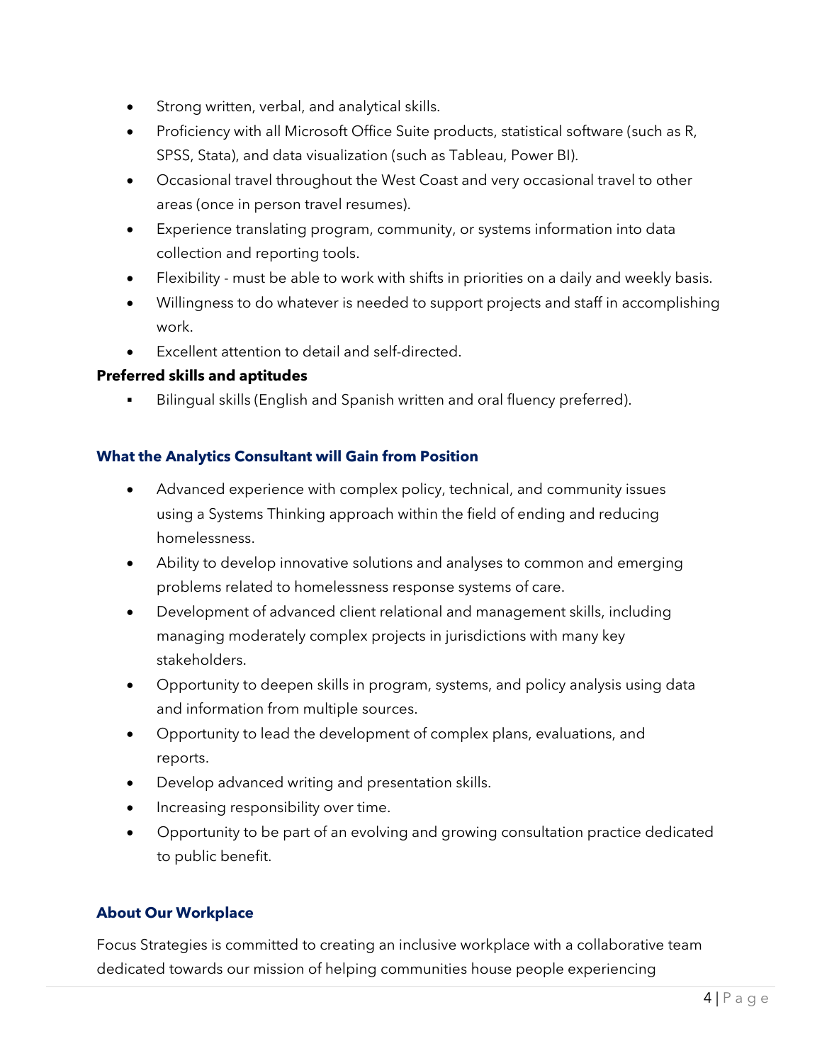- Strong written, verbal, and analytical skills.
- Proficiency with all Microsoft Office Suite products, statistical software (such as R, SPSS, Stata), and data visualization (such as Tableau, Power BI).
- Occasional travel throughout the West Coast and very occasional travel to other areas (once in person travel resumes).
- Experience translating program, community, or systems information into data collection and reporting tools.
- Flexibility - must be able to work with shifts in priorities on a daily and weekly basis.
- Willingness to do whatever is needed to support projects and staff in accomplishing work.
- Excellent attention to detail and self-directed.

**Preferred skills and aptitudes**

- Bilingual skills (English and Spanish written and oral fluency preferred).

### What the Analytics Consultant will Gain from Position

- Advanced experience with complex policy, technical, and community issues using a Systems Thinking approach within the field of ending and reducing homelessness.
- Ability to develop innovative solutions and analyses to common and emerging problems related to homelessness response systems of care.
- Development of advanced client relational and management skills, including managing moderately complex projects in jurisdictions with many key stakeholders.
- Opportunity to deepen skills in program, systems, and policy analysis using data and information from multiple sources.
- Opportunity to lead the development of complex plans, evaluations, and reports.
- Develop advanced writing and presentation skills.
- Increasing responsibility over time.
- Opportunity to be part of an evolving and growing consultation practice dedicated to public benefit.

### About Our Workplace

Focus Strategies is committed to creating an inclusive workplace with a collaborative team dedicated towards our mission of helping communities house people experiencing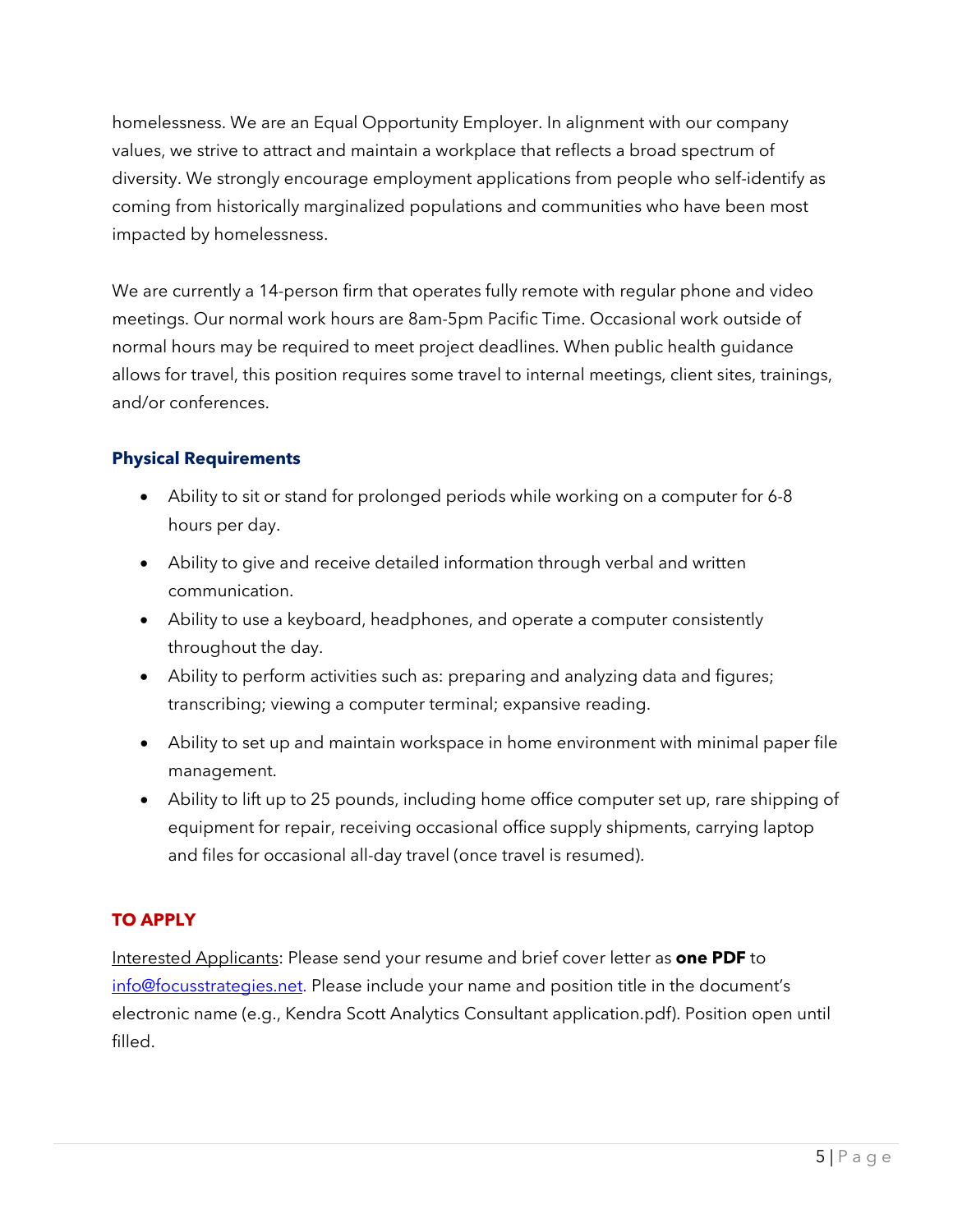homelessness. We are an Equal Opportunity Employer. In alignment with our company values, we strive to attract and maintain a workplace that reflects a broad spectrum of diversity. We strongly encourage employment applications from people who self-identify as coming from historically marginalized populations and communities who have been most impacted by homelessness.

We are currently a 14-person firm that operates fully remote with regular phone and video meetings. Our normal work hours are 8am-5pm Pacific Time. Occasional work outside of normal hours may be required to meet project deadlines. When public health guidance allows for travel, this position requires some travel to internal meetings, client sites, trainings, and/or conferences.

### Physical Requirements

- Ability to sit or stand for prolonged periods while working on a computer for 6-8 hours per day.
- Ability to give and receive detailed information through verbal and written communication.
- Ability to use a keyboard, headphones, and operate a computer consistently throughout the day.
- Ability to perform activities such as: preparing and analyzing data and figures; transcribing; viewing a computer terminal; expansive reading.
- Ability to set up and maintain workspace in home environment with minimal paper file management.
- Ability to lift up to 25 pounds, including home office computer set up, rare shipping of equipment for repair, receiving occasional office supply shipments, carrying laptop and files for occasional all-day travel (once travel is resumed).

### TO APPLY

Interested Applicants: Please send your resume and brief cover letter as **one PDF** to info@focusstrategies.net. Please include your name and position title in the document's electronic name (e.g., Kendra Scott Analytics Consultant application.pdf). Position open until filled.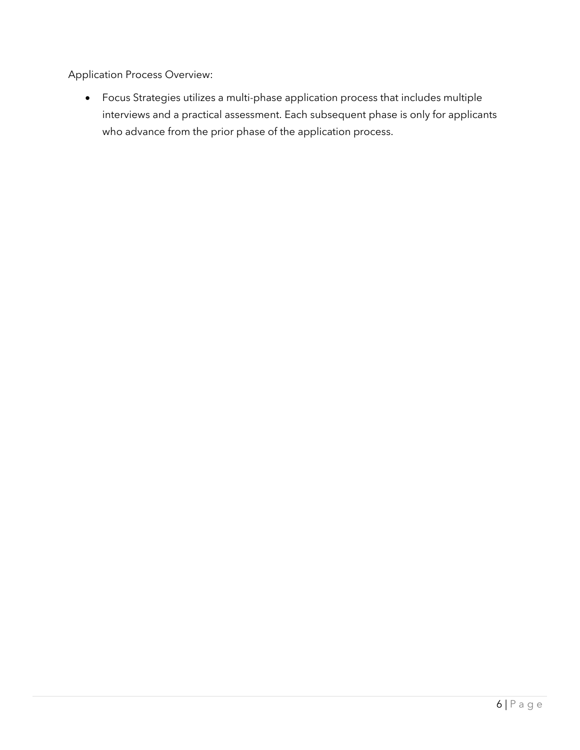Application Process Overview:

- Focus Strategies utilizes a multi-phase application process that includes multiple interviews and a practical assessment. Each subsequent phase is only for applicants who advance from the prior phase of the application process.